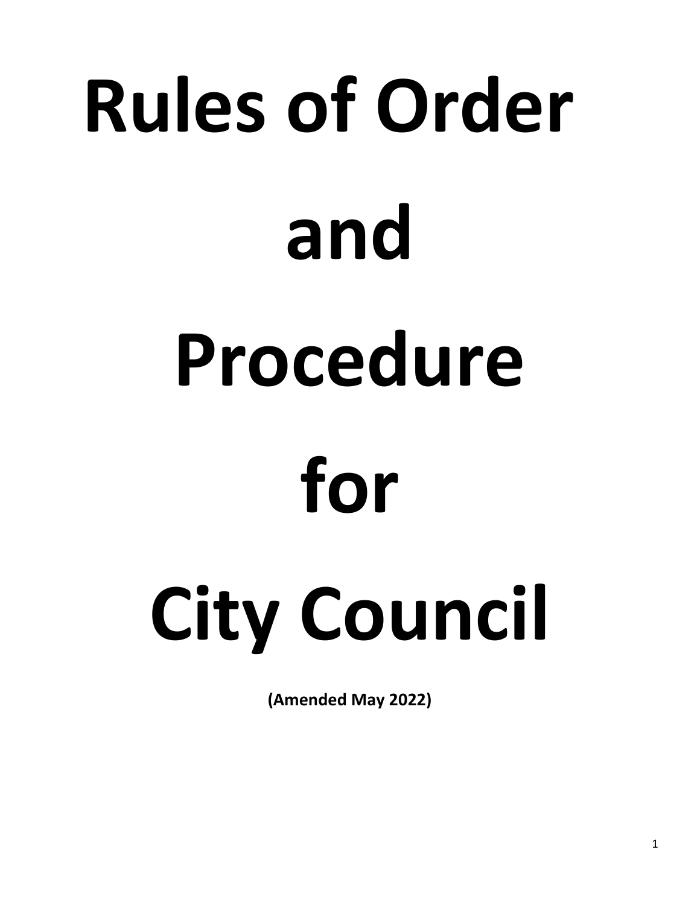# Rules of Order and Procedure for City Council

**(Amended May 2022)**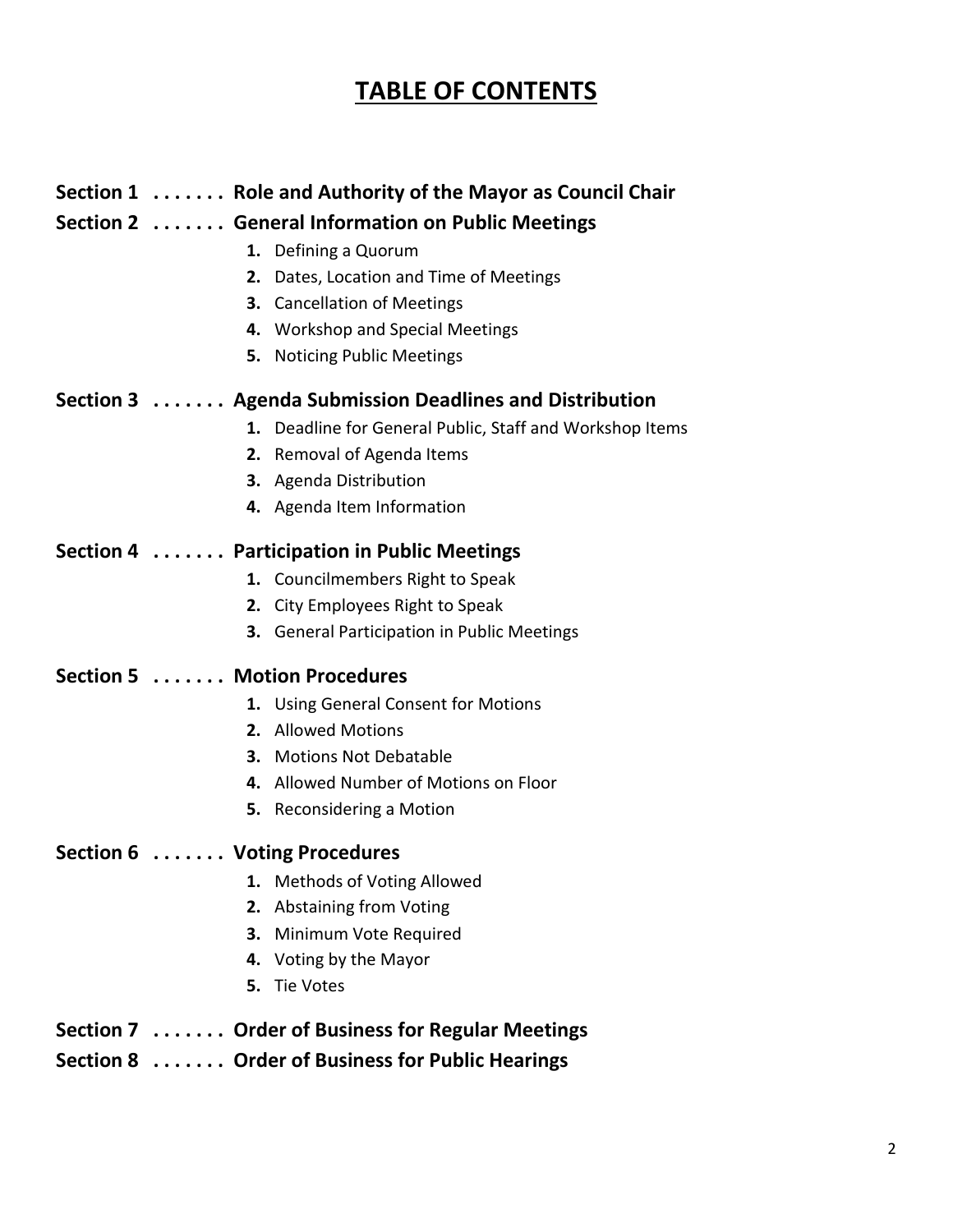# TABLE OF CONTENTS

**Section 1 . . . . . . . Role and Authority of the Mayor as Council Chair**

**Section 2 . . . . . . . General Information on Public Meetings**

1. Defining a Quorum
2. Dates, Location and Time of Meetings
3. Cancellation of Meetings
4. Workshop and Special Meetings
5. Noticing Public Meetings

**Section 3 . . . . . . . Agenda Submission Deadlines and Distribution**

1. Deadline for General Public, Staff and Workshop Items
2. Removal of Agenda Items
3. Agenda Distribution
4. Agenda Item Information

**Section 4 . . . . . . . Participation in Public Meetings**

1. Councilmembers Right to Speak
2. City Employees Right to Speak
3. General Participation in Public Meetings

**Section 5 . . . . . . . Motion Procedures**

1. Using General Consent for Motions
2. Allowed Motions
3. Motions Not Debatable
4. Allowed Number of Motions on Floor
5. Reconsidering a Motion

**Section 6 . . . . . . . Voting Procedures**

1. Methods of Voting Allowed
2. Abstaining from Voting
3. Minimum Vote Required
4. Voting by the Mayor
5. Tie Votes

**Section 7 . . . . . . . Order of Business for Regular Meetings**

**Section 8 . . . . . . . Order of Business for Public Hearings**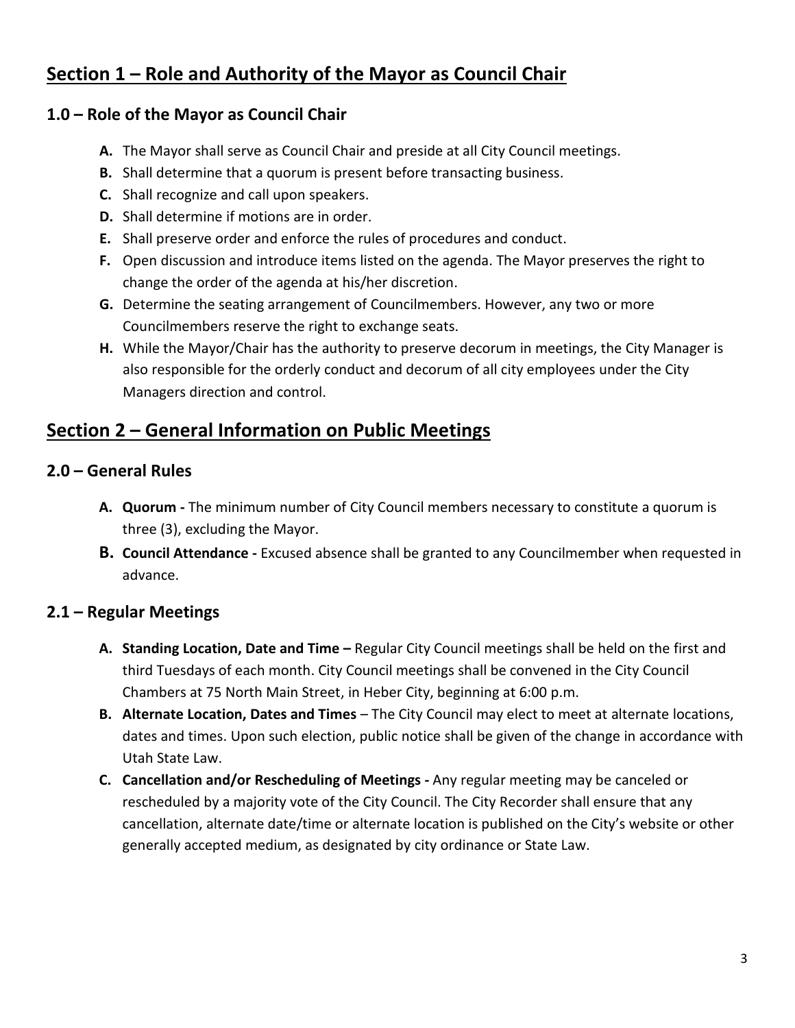## Section 1 – Role and Authority of the Mayor as Council Chair

### 1.0 – Role of the Mayor as Council Chair

- **A.** The Mayor shall serve as Council Chair and preside at all City Council meetings.
- **B.** Shall determine that a quorum is present before transacting business.
- **C.** Shall recognize and call upon speakers.
- **D.** Shall determine if motions are in order.
- **E.** Shall preserve order and enforce the rules of procedures and conduct.
- **F.** Open discussion and introduce items listed on the agenda. The Mayor preserves the right to change the order of the agenda at his/her discretion.
- **G.** Determine the seating arrangement of Councilmembers. However, any two or more Councilmembers reserve the right to exchange seats.
- **H.** While the Mayor/Chair has the authority to preserve decorum in meetings, the City Manager is also responsible for the orderly conduct and decorum of all city employees under the City Managers direction and control.

## Section 2 – General Information on Public Meetings

### 2.0 – General Rules

- **A. Quorum -** The minimum number of City Council members necessary to constitute a quorum is three (3), excluding the Mayor.
- **B. Council Attendance -** Excused absence shall be granted to any Councilmember when requested in advance.

### 2.1 – Regular Meetings

- **A. Standing Location, Date and Time –** Regular City Council meetings shall be held on the first and third Tuesdays of each month. City Council meetings shall be convened in the City Council Chambers at 75 North Main Street, in Heber City, beginning at 6:00 p.m.
- **B. Alternate Location, Dates and Times** – The City Council may elect to meet at alternate locations, dates and times. Upon such election, public notice shall be given of the change in accordance with Utah State Law.
- **C. Cancellation and/or Rescheduling of Meetings -** Any regular meeting may be canceled or rescheduled by a majority vote of the City Council. The City Recorder shall ensure that any cancellation, alternate date/time or alternate location is published on the City's website or other generally accepted medium, as designated by city ordinance or State Law.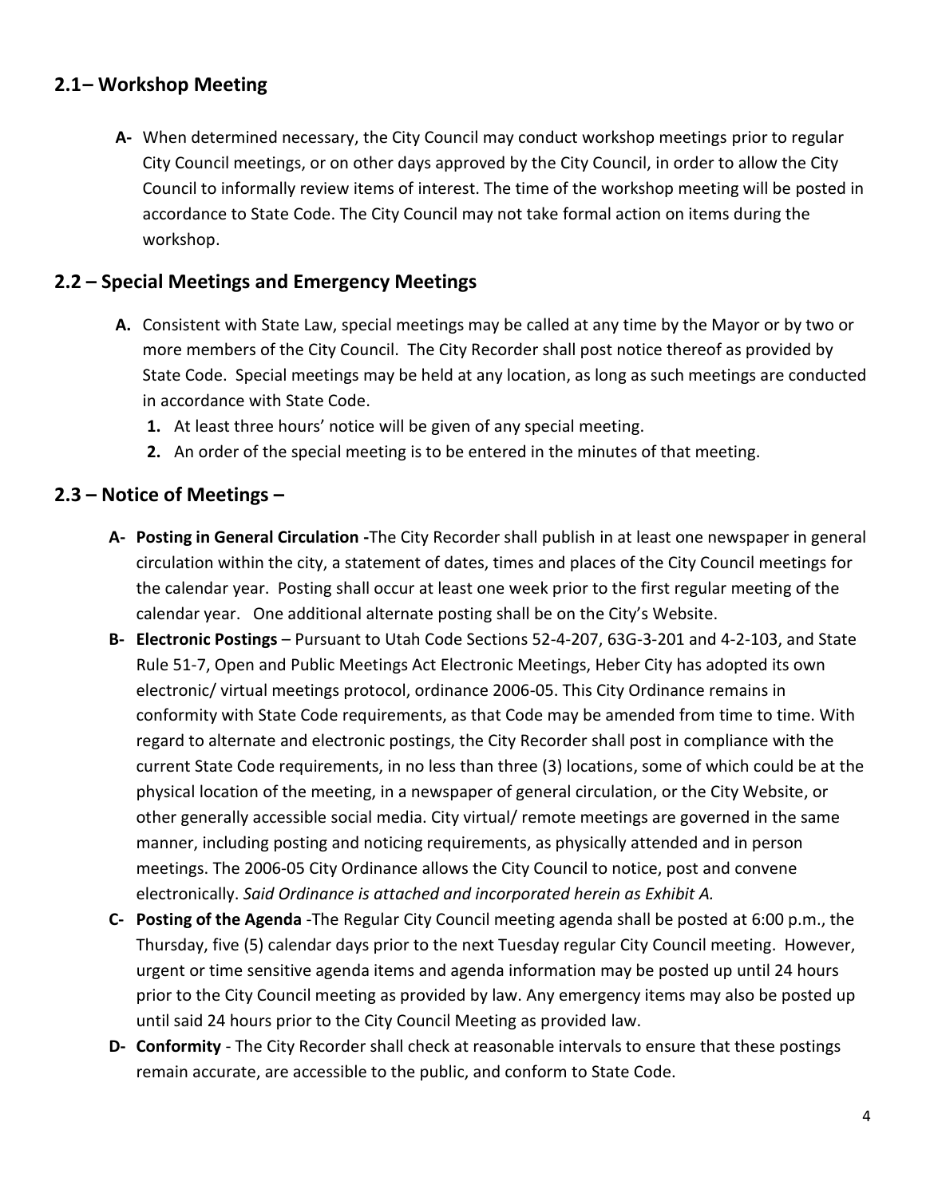## 2.1– Workshop Meeting

**A-** When determined necessary, the City Council may conduct workshop meetings prior to regular City Council meetings, or on other days approved by the City Council, in order to allow the City Council to informally review items of interest. The time of the workshop meeting will be posted in accordance to State Code. The City Council may not take formal action on items during the workshop.

## 2.2 – Special Meetings and Emergency Meetings

**A.** Consistent with State Law, special meetings may be called at any time by the Mayor or by two or more members of the City Council. The City Recorder shall post notice thereof as provided by State Code. Special meetings may be held at any location, as long as such meetings are conducted in accordance with State Code.

1. At least three hours' notice will be given of any special meeting.
2. An order of the special meeting is to be entered in the minutes of that meeting.

## 2.3 – Notice of Meetings –

**A- Posting in General Circulation -** The City Recorder shall publish in at least one newspaper in general circulation within the city, a statement of dates, times and places of the City Council meetings for the calendar year. Posting shall occur at least one week prior to the first regular meeting of the calendar year. One additional alternate posting shall be on the City's Website.

**B- Electronic Postings** – Pursuant to Utah Code Sections 52-4-207, 63G-3-201 and 4-2-103, and State Rule 51-7, Open and Public Meetings Act Electronic Meetings, Heber City has adopted its own electronic/ virtual meetings protocol, ordinance 2006-05. This City Ordinance remains in conformity with State Code requirements, as that Code may be amended from time to time. With regard to alternate and electronic postings, the City Recorder shall post in compliance with the current State Code requirements, in no less than three (3) locations, some of which could be at the physical location of the meeting, in a newspaper of general circulation, or the City Website, or other generally accessible social media. City virtual/ remote meetings are governed in the same manner, including posting and noticing requirements, as physically attended and in person meetings. The 2006-05 City Ordinance allows the City Council to notice, post and convene electronically. *Said Ordinance is attached and incorporated herein as Exhibit A.*

**C- Posting of the Agenda** -The Regular City Council meeting agenda shall be posted at 6:00 p.m., the Thursday, five (5) calendar days prior to the next Tuesday regular City Council meeting. However, urgent or time sensitive agenda items and agenda information may be posted up until 24 hours prior to the City Council meeting as provided by law. Any emergency items may also be posted up until said 24 hours prior to the City Council Meeting as provided law.

**D- Conformity** - The City Recorder shall check at reasonable intervals to ensure that these postings remain accurate, are accessible to the public, and conform to State Code.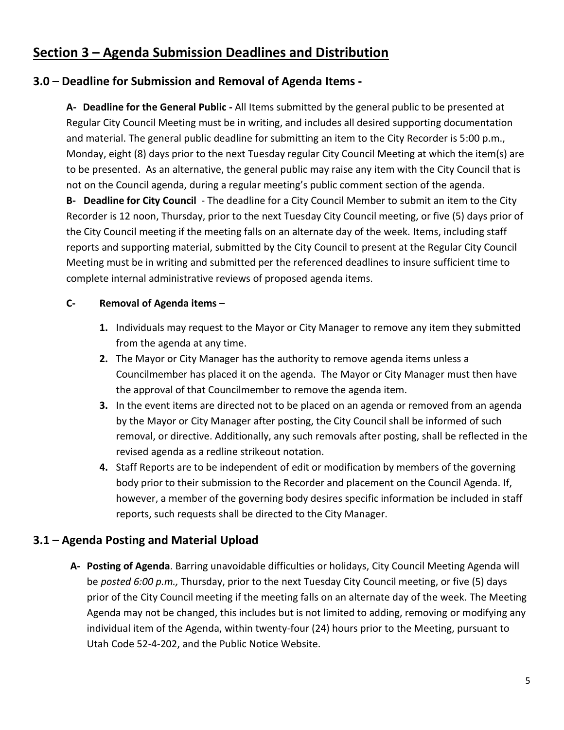## Section 3 – Agenda Submission Deadlines and Distribution

### 3.0 – Deadline for Submission and Removal of Agenda Items -

**A- Deadline for the General Public -** All Items submitted by the general public to be presented at Regular City Council Meeting must be in writing, and includes all desired supporting documentation and material. The general public deadline for submitting an item to the City Recorder is 5:00 p.m., Monday, eight (8) days prior to the next Tuesday regular City Council Meeting at which the item(s) are to be presented. As an alternative, the general public may raise any item with the City Council that is not on the Council agenda, during a regular meeting's public comment section of the agenda.

**B- Deadline for City Council** - The deadline for a City Council Member to submit an item to the City Recorder is 12 noon, Thursday, prior to the next Tuesday City Council meeting, or five (5) days prior of the City Council meeting if the meeting falls on an alternate day of the week. Items, including staff reports and supporting material, submitted by the City Council to present at the Regular City Council Meeting must be in writing and submitted per the referenced deadlines to insure sufficient time to complete internal administrative reviews of proposed agenda items.

**C- Removal of Agenda items** –

1. Individuals may request to the Mayor or City Manager to remove any item they submitted from the agenda at any time.
2. The Mayor or City Manager has the authority to remove agenda items unless a Councilmember has placed it on the agenda. The Mayor or City Manager must then have the approval of that Councilmember to remove the agenda item.
3. In the event items are directed not to be placed on an agenda or removed from an agenda by the Mayor or City Manager after posting, the City Council shall be informed of such removal, or directive. Additionally, any such removals after posting, shall be reflected in the revised agenda as a redline strikeout notation.
4. Staff Reports are to be independent of edit or modification by members of the governing body prior to their submission to the Recorder and placement on the Council Agenda. If, however, a member of the governing body desires specific information be included in staff reports, such requests shall be directed to the City Manager.

### 3.1 – Agenda Posting and Material Upload

**A- Posting of Agenda**. Barring unavoidable difficulties or holidays, City Council Meeting Agenda will be *posted 6:00 p.m.,* Thursday, prior to the next Tuesday City Council meeting, or five (5) days prior of the City Council meeting if the meeting falls on an alternate day of the week. The Meeting Agenda may not be changed, this includes but is not limited to adding, removing or modifying any individual item of the Agenda, within twenty-four (24) hours prior to the Meeting, pursuant to Utah Code 52-4-202, and the Public Notice Website.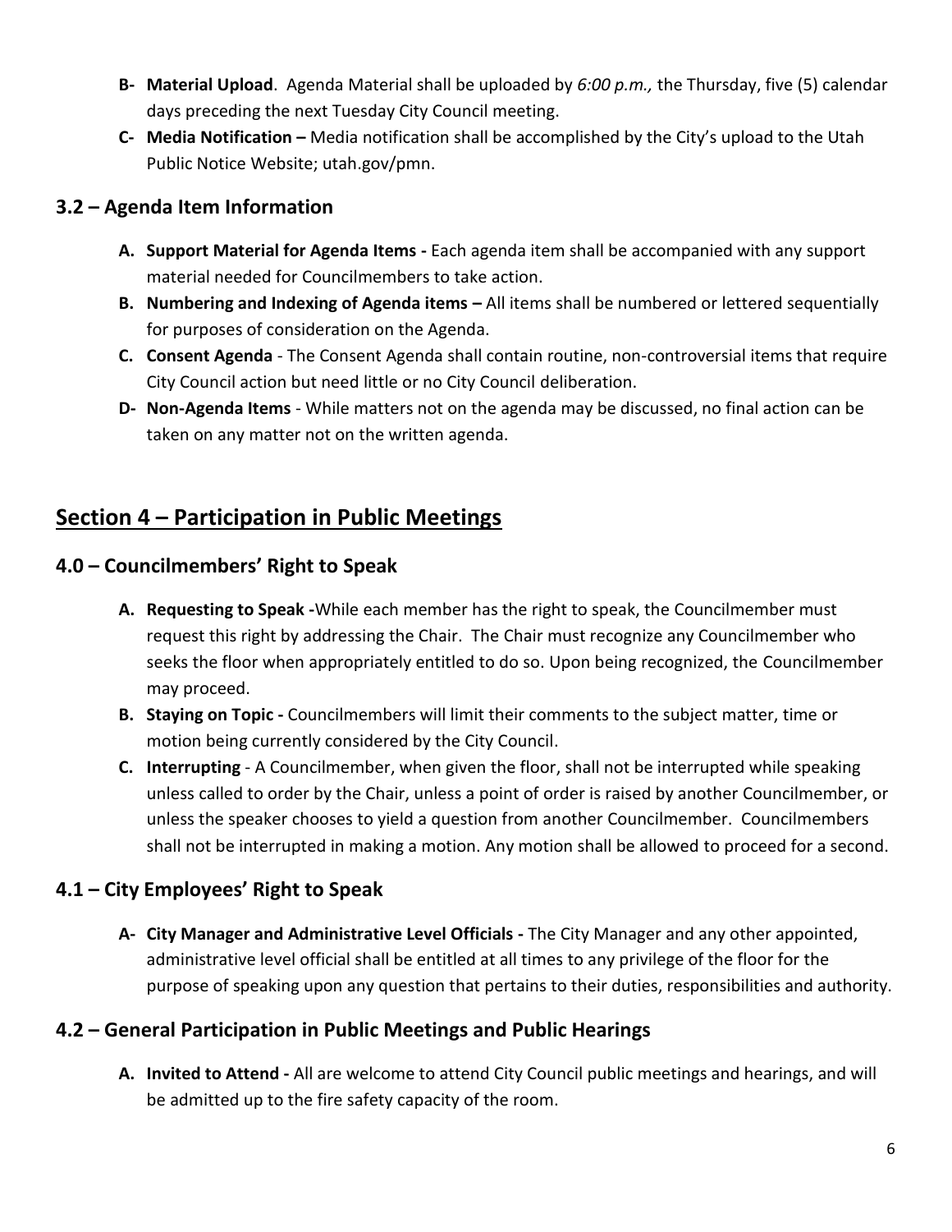- **B- Material Upload**. Agenda Material shall be uploaded by *6:00 p.m.,* the Thursday, five (5) calendar days preceding the next Tuesday City Council meeting.
- **C- Media Notification –** Media notification shall be accomplished by the City's upload to the Utah Public Notice Website; utah.gov/pmn.

### 3.2 – Agenda Item Information

- **A. Support Material for Agenda Items -** Each agenda item shall be accompanied with any support material needed for Councilmembers to take action.
- **B. Numbering and Indexing of Agenda items –** All items shall be numbered or lettered sequentially for purposes of consideration on the Agenda.
- **C. Consent Agenda** - The Consent Agenda shall contain routine, non-controversial items that require City Council action but need little or no City Council deliberation.
- **D- Non-Agenda Items** - While matters not on the agenda may be discussed, no final action can be taken on any matter not on the written agenda.

## Section 4 – Participation in Public Meetings

### 4.0 – Councilmembers' Right to Speak

- **A. Requesting to Speak -**While each member has the right to speak, the Councilmember must request this right by addressing the Chair. The Chair must recognize any Councilmember who seeks the floor when appropriately entitled to do so. Upon being recognized, the Councilmember may proceed.
- **B. Staying on Topic -** Councilmembers will limit their comments to the subject matter, time or motion being currently considered by the City Council.
- **C. Interrupting** - A Councilmember, when given the floor, shall not be interrupted while speaking unless called to order by the Chair, unless a point of order is raised by another Councilmember, or unless the speaker chooses to yield a question from another Councilmember. Councilmembers shall not be interrupted in making a motion. Any motion shall be allowed to proceed for a second.

### 4.1 – City Employees' Right to Speak

- **A- City Manager and Administrative Level Officials -** The City Manager and any other appointed, administrative level official shall be entitled at all times to any privilege of the floor for the purpose of speaking upon any question that pertains to their duties, responsibilities and authority.

### 4.2 – General Participation in Public Meetings and Public Hearings

- **A. Invited to Attend -** All are welcome to attend City Council public meetings and hearings, and will be admitted up to the fire safety capacity of the room.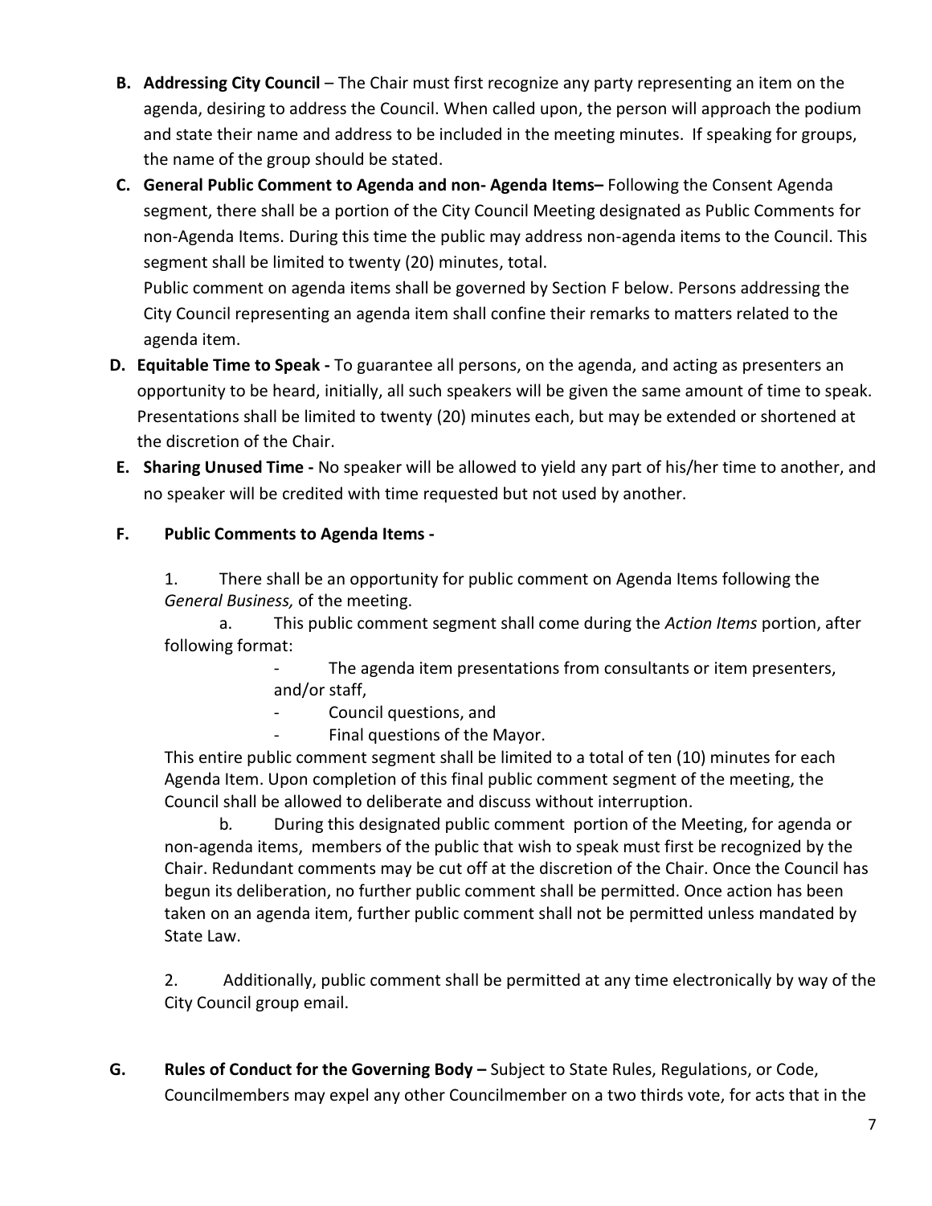**B. Addressing City Council** – The Chair must first recognize any party representing an item on the agenda, desiring to address the Council. When called upon, the person will approach the podium and state their name and address to be included in the meeting minutes. If speaking for groups, the name of the group should be stated.

**C. General Public Comment to Agenda and non- Agenda Items–** Following the Consent Agenda segment, there shall be a portion of the City Council Meeting designated as Public Comments for non-Agenda Items. During this time the public may address non-agenda items to the Council. This segment shall be limited to twenty (20) minutes, total.

Public comment on agenda items shall be governed by Section F below. Persons addressing the City Council representing an agenda item shall confine their remarks to matters related to the agenda item.

**D. Equitable Time to Speak -** To guarantee all persons, on the agenda, and acting as presenters an opportunity to be heard, initially, all such speakers will be given the same amount of time to speak. Presentations shall be limited to twenty (20) minutes each, but may be extended or shortened at the discretion of the Chair.

**E. Sharing Unused Time -** No speaker will be allowed to yield any part of his/her time to another, and no speaker will be credited with time requested but not used by another.

**F. Public Comments to Agenda Items -**

1. There shall be an opportunity for public comment on Agenda Items following the *General Business,* of the meeting.

   a. This public comment segment shall come during the *Action Items* portion, after following format:

   - The agenda item presentations from consultants or item presenters, and/or staff,
   - Council questions, and
   - Final questions of the Mayor.

   This entire public comment segment shall be limited to a total of ten (10) minutes for each Agenda Item. Upon completion of this final public comment segment of the meeting, the Council shall be allowed to deliberate and discuss without interruption.

   b. During this designated public comment portion of the Meeting, for agenda or non-agenda items, members of the public that wish to speak must first be recognized by the Chair. Redundant comments may be cut off at the discretion of the Chair. Once the Council has begun its deliberation, no further public comment shall be permitted. Once action has been taken on an agenda item, further public comment shall not be permitted unless mandated by State Law.

2. Additionally, public comment shall be permitted at any time electronically by way of the City Council group email.

**G. Rules of Conduct for the Governing Body –** Subject to State Rules, Regulations, or Code, Councilmembers may expel any other Councilmember on a two thirds vote, for acts that in the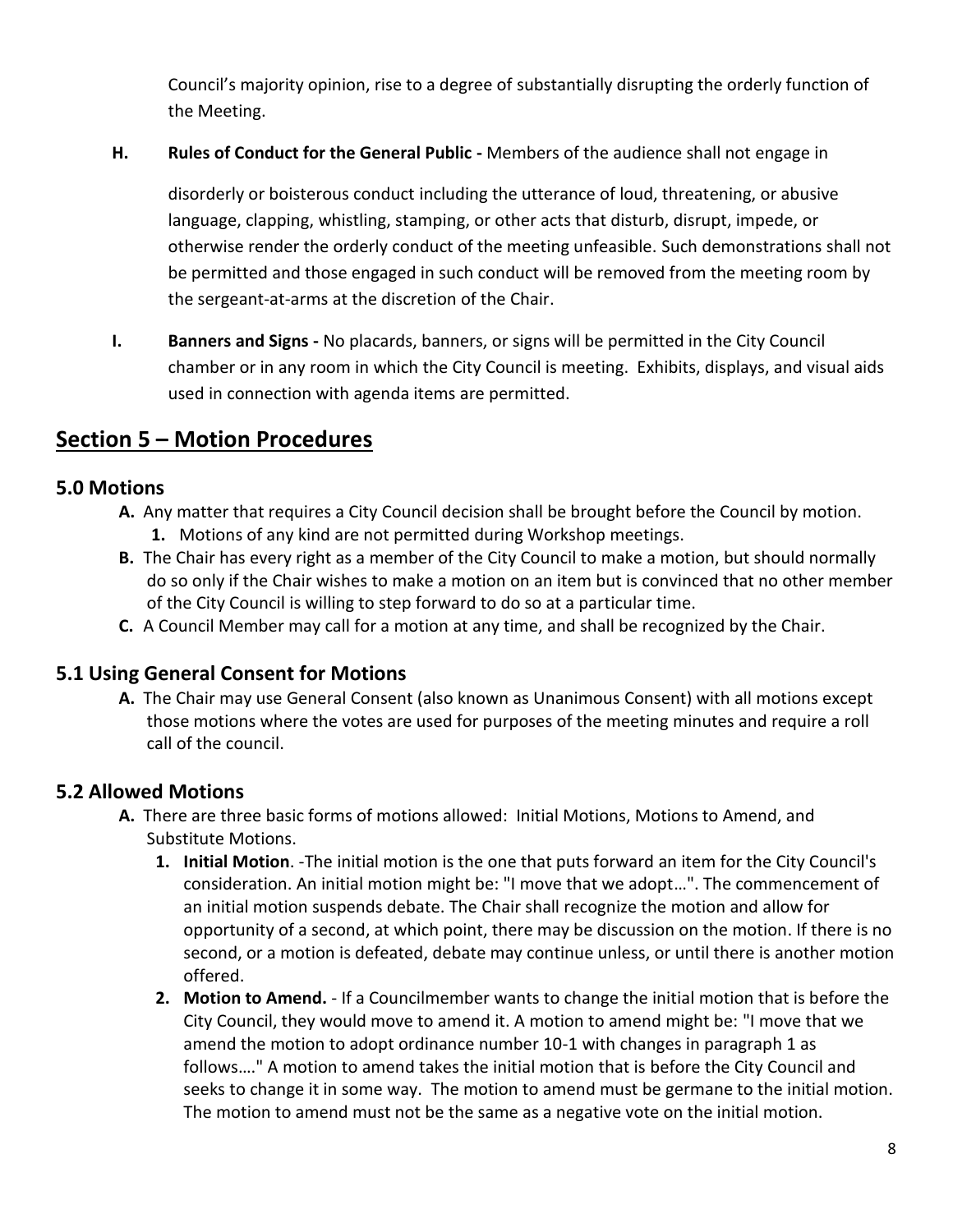Council's majority opinion, rise to a degree of substantially disrupting the orderly function of the Meeting.

**H. Rules of Conduct for the General Public -** Members of the audience shall not engage in disorderly or boisterous conduct including the utterance of loud, threatening, or abusive language, clapping, whistling, stamping, or other acts that disturb, disrupt, impede, or otherwise render the orderly conduct of the meeting unfeasible. Such demonstrations shall not be permitted and those engaged in such conduct will be removed from the meeting room by the sergeant-at-arms at the discretion of the Chair.

**I. Banners and Signs -** No placards, banners, or signs will be permitted in the City Council chamber or in any room in which the City Council is meeting. Exhibits, displays, and visual aids used in connection with agenda items are permitted.

## Section 5 – Motion Procedures

### 5.0 Motions

**A.** Any matter that requires a City Council decision shall be brought before the Council by motion.
  **1.** Motions of any kind are not permitted during Workshop meetings.

**B.** The Chair has every right as a member of the City Council to make a motion, but should normally do so only if the Chair wishes to make a motion on an item but is convinced that no other member of the City Council is willing to step forward to do so at a particular time.

**C.** A Council Member may call for a motion at any time, and shall be recognized by the Chair.

### 5.1 Using General Consent for Motions

**A.** The Chair may use General Consent (also known as Unanimous Consent) with all motions except those motions where the votes are used for purposes of the meeting minutes and require a roll call of the council.

### 5.2 Allowed Motions

**A.** There are three basic forms of motions allowed: Initial Motions, Motions to Amend, and Substitute Motions.

  **1. Initial Motion**. -The initial motion is the one that puts forward an item for the City Council's consideration. An initial motion might be: "I move that we adopt…". The commencement of an initial motion suspends debate. The Chair shall recognize the motion and allow for opportunity of a second, at which point, there may be discussion on the motion. If there is no second, or a motion is defeated, debate may continue unless, or until there is another motion offered.

  **2. Motion to Amend.** - If a Councilmember wants to change the initial motion that is before the City Council, they would move to amend it. A motion to amend might be: "I move that we amend the motion to adopt ordinance number 10-1 with changes in paragraph 1 as follows…." A motion to amend takes the initial motion that is before the City Council and seeks to change it in some way. The motion to amend must be germane to the initial motion. The motion to amend must not be the same as a negative vote on the initial motion.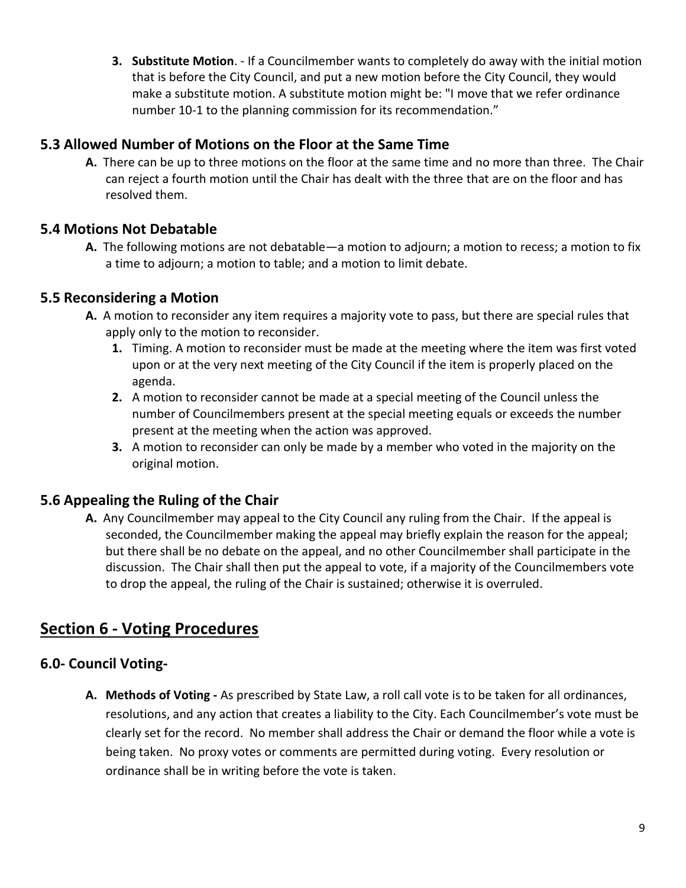3. **Substitute Motion**. - If a Councilmember wants to completely do away with the initial motion that is before the City Council, and put a new motion before the City Council, they would make a substitute motion. A substitute motion might be: "I move that we refer ordinance number 10-1 to the planning commission for its recommendation."

### 5.3 Allowed Number of Motions on the Floor at the Same Time

**A.** There can be up to three motions on the floor at the same time and no more than three. The Chair can reject a fourth motion until the Chair has dealt with the three that are on the floor and has resolved them.

### 5.4 Motions Not Debatable

**A.** The following motions are not debatable—a motion to adjourn; a motion to recess; a motion to fix a time to adjourn; a motion to table; and a motion to limit debate.

### 5.5 Reconsidering a Motion

**A.** A motion to reconsider any item requires a majority vote to pass, but there are special rules that apply only to the motion to reconsider.

1. Timing. A motion to reconsider must be made at the meeting where the item was first voted upon or at the very next meeting of the City Council if the item is properly placed on the agenda.
2. A motion to reconsider cannot be made at a special meeting of the Council unless the number of Councilmembers present at the special meeting equals or exceeds the number present at the meeting when the action was approved.
3. A motion to reconsider can only be made by a member who voted in the majority on the original motion.

### 5.6 Appealing the Ruling of the Chair

**A.** Any Councilmember may appeal to the City Council any ruling from the Chair. If the appeal is seconded, the Councilmember making the appeal may briefly explain the reason for the appeal; but there shall be no debate on the appeal, and no other Councilmember shall participate in the discussion. The Chair shall then put the appeal to vote, if a majority of the Councilmembers vote to drop the appeal, the ruling of the Chair is sustained; otherwise it is overruled.

## Section 6 - Voting Procedures

### 6.0- Council Voting-

**A. Methods of Voting -** As prescribed by State Law, a roll call vote is to be taken for all ordinances, resolutions, and any action that creates a liability to the City. Each Councilmember's vote must be clearly set for the record. No member shall address the Chair or demand the floor while a vote is being taken. No proxy votes or comments are permitted during voting. Every resolution or ordinance shall be in writing before the vote is taken.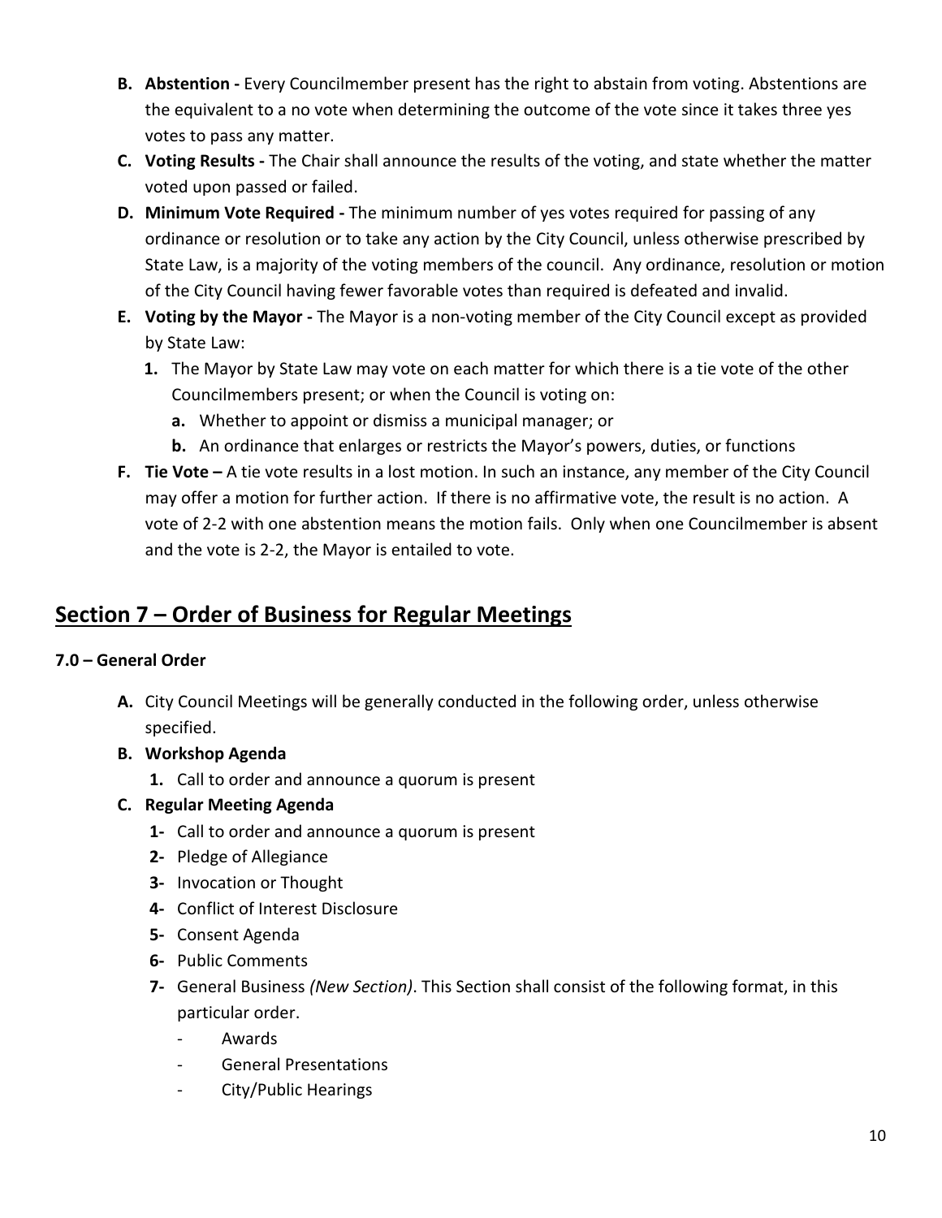- **B. Abstention -** Every Councilmember present has the right to abstain from voting. Abstentions are the equivalent to a no vote when determining the outcome of the vote since it takes three yes votes to pass any matter.
- **C. Voting Results -** The Chair shall announce the results of the voting, and state whether the matter voted upon passed or failed.
- **D. Minimum Vote Required -** The minimum number of yes votes required for passing of any ordinance or resolution or to take any action by the City Council, unless otherwise prescribed by State Law, is a majority of the voting members of the council. Any ordinance, resolution or motion of the City Council having fewer favorable votes than required is defeated and invalid.
- **E. Voting by the Mayor -** The Mayor is a non-voting member of the City Council except as provided by State Law:
  - **1.** The Mayor by State Law may vote on each matter for which there is a tie vote of the other Councilmembers present; or when the Council is voting on:
    - **a.** Whether to appoint or dismiss a municipal manager; or
    - **b.** An ordinance that enlarges or restricts the Mayor's powers, duties, or functions
- **F. Tie Vote –** A tie vote results in a lost motion. In such an instance, any member of the City Council may offer a motion for further action. If there is no affirmative vote, the result is no action. A vote of 2-2 with one abstention means the motion fails. Only when one Councilmember is absent and the vote is 2-2, the Mayor is entailed to vote.

## Section 7 – Order of Business for Regular Meetings

### 7.0 – General Order

- **A.** City Council Meetings will be generally conducted in the following order, unless otherwise specified.
- **B. Workshop Agenda**
  - **1.** Call to order and announce a quorum is present
- **C. Regular Meeting Agenda**
  - **1-** Call to order and announce a quorum is present
  - **2-** Pledge of Allegiance
  - **3-** Invocation or Thought
  - **4-** Conflict of Interest Disclosure
  - **5-** Consent Agenda
  - **6-** Public Comments
  - **7-** General Business *(New Section)*. This Section shall consist of the following format, in this particular order.
    - Awards
    - General Presentations
    - City/Public Hearings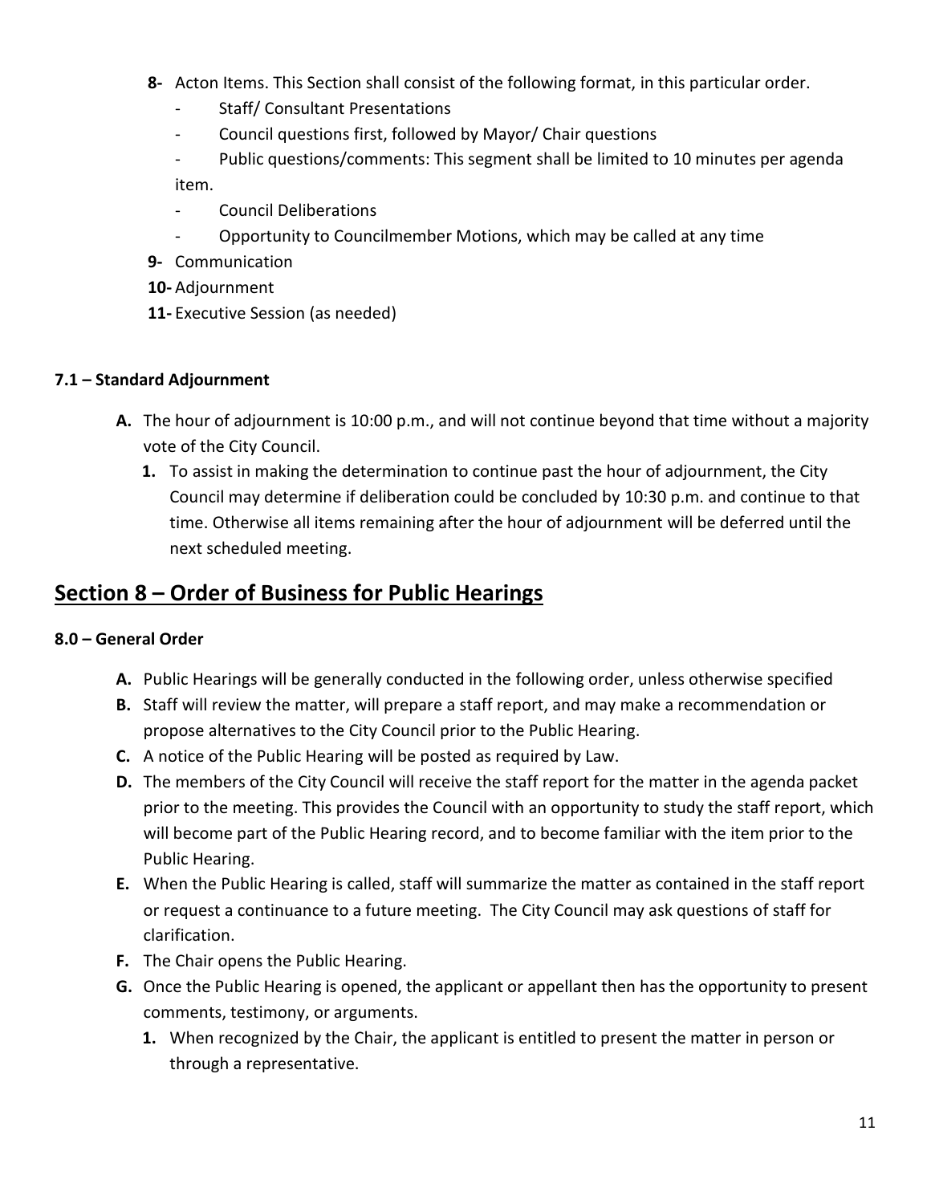**8-** Acton Items. This Section shall consist of the following format, in this particular order.

- Staff/ Consultant Presentations
- Council questions first, followed by Mayor/ Chair questions
- Public questions/comments: This segment shall be limited to 10 minutes per agenda item.
- Council Deliberations
- Opportunity to Councilmember Motions, which may be called at any time

**9-** Communication

**10-** Adjournment

**11-** Executive Session (as needed)

**7.1 – Standard Adjournment**

**A.** The hour of adjournment is 10:00 p.m., and will not continue beyond that time without a majority vote of the City Council.

   **1.** To assist in making the determination to continue past the hour of adjournment, the City Council may determine if deliberation could be concluded by 10:30 p.m. and continue to that time. Otherwise all items remaining after the hour of adjournment will be deferred until the next scheduled meeting.

## Section 8 – Order of Business for Public Hearings

**8.0 – General Order**

**A.** Public Hearings will be generally conducted in the following order, unless otherwise specified

**B.** Staff will review the matter, will prepare a staff report, and may make a recommendation or propose alternatives to the City Council prior to the Public Hearing.

**C.** A notice of the Public Hearing will be posted as required by Law.

**D.** The members of the City Council will receive the staff report for the matter in the agenda packet prior to the meeting. This provides the Council with an opportunity to study the staff report, which will become part of the Public Hearing record, and to become familiar with the item prior to the Public Hearing.

**E.** When the Public Hearing is called, staff will summarize the matter as contained in the staff report or request a continuance to a future meeting. The City Council may ask questions of staff for clarification.

**F.** The Chair opens the Public Hearing.

**G.** Once the Public Hearing is opened, the applicant or appellant then has the opportunity to present comments, testimony, or arguments.

   **1.** When recognized by the Chair, the applicant is entitled to present the matter in person or through a representative.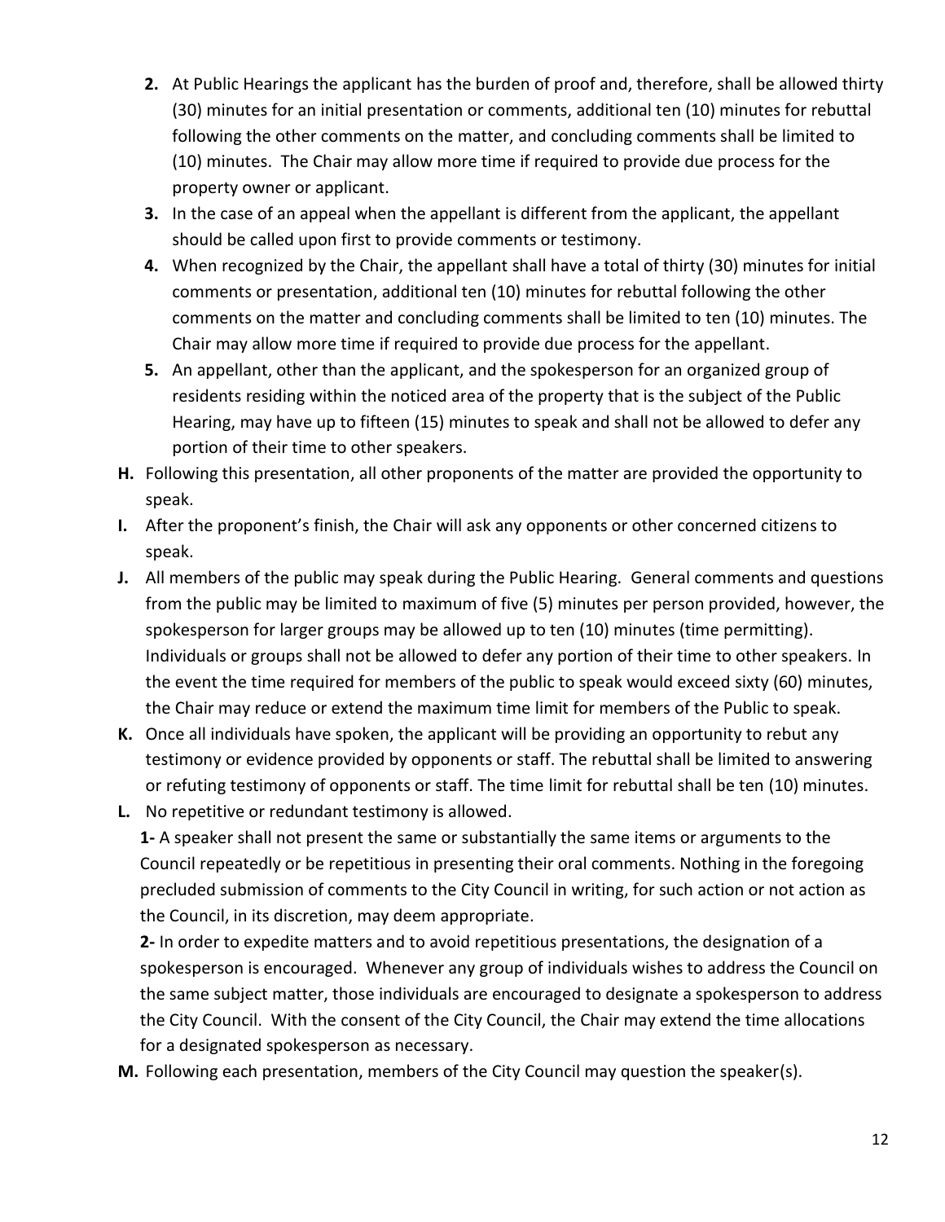2. At Public Hearings the applicant has the burden of proof and, therefore, shall be allowed thirty (30) minutes for an initial presentation or comments, additional ten (10) minutes for rebuttal following the other comments on the matter, and concluding comments shall be limited to (10) minutes. The Chair may allow more time if required to provide due process for the property owner or applicant.
3. In the case of an appeal when the appellant is different from the applicant, the appellant should be called upon first to provide comments or testimony.
4. When recognized by the Chair, the appellant shall have a total of thirty (30) minutes for initial comments or presentation, additional ten (10) minutes for rebuttal following the other comments on the matter and concluding comments shall be limited to ten (10) minutes. The Chair may allow more time if required to provide due process for the appellant.
5. An appellant, other than the applicant, and the spokesperson for an organized group of residents residing within the noticed area of the property that is the subject of the Public Hearing, may have up to fifteen (15) minutes to speak and shall not be allowed to defer any portion of their time to other speakers.

**H.** Following this presentation, all other proponents of the matter are provided the opportunity to speak.

**I.** After the proponent's finish, the Chair will ask any opponents or other concerned citizens to speak.

**J.** All members of the public may speak during the Public Hearing. General comments and questions from the public may be limited to maximum of five (5) minutes per person provided, however, the spokesperson for larger groups may be allowed up to ten (10) minutes (time permitting). Individuals or groups shall not be allowed to defer any portion of their time to other speakers. In the event the time required for members of the public to speak would exceed sixty (60) minutes, the Chair may reduce or extend the maximum time limit for members of the Public to speak.

**K.** Once all individuals have spoken, the applicant will be providing an opportunity to rebut any testimony or evidence provided by opponents or staff. The rebuttal shall be limited to answering or refuting testimony of opponents or staff. The time limit for rebuttal shall be ten (10) minutes.

**L.** No repetitive or redundant testimony is allowed.

**1-** A speaker shall not present the same or substantially the same items or arguments to the Council repeatedly or be repetitious in presenting their oral comments. Nothing in the foregoing precluded submission of comments to the City Council in writing, for such action or not action as the Council, in its discretion, may deem appropriate.

**2-** In order to expedite matters and to avoid repetitious presentations, the designation of a spokesperson is encouraged. Whenever any group of individuals wishes to address the Council on the same subject matter, those individuals are encouraged to designate a spokesperson to address the City Council. With the consent of the City Council, the Chair may extend the time allocations for a designated spokesperson as necessary.

**M.** Following each presentation, members of the City Council may question the speaker(s).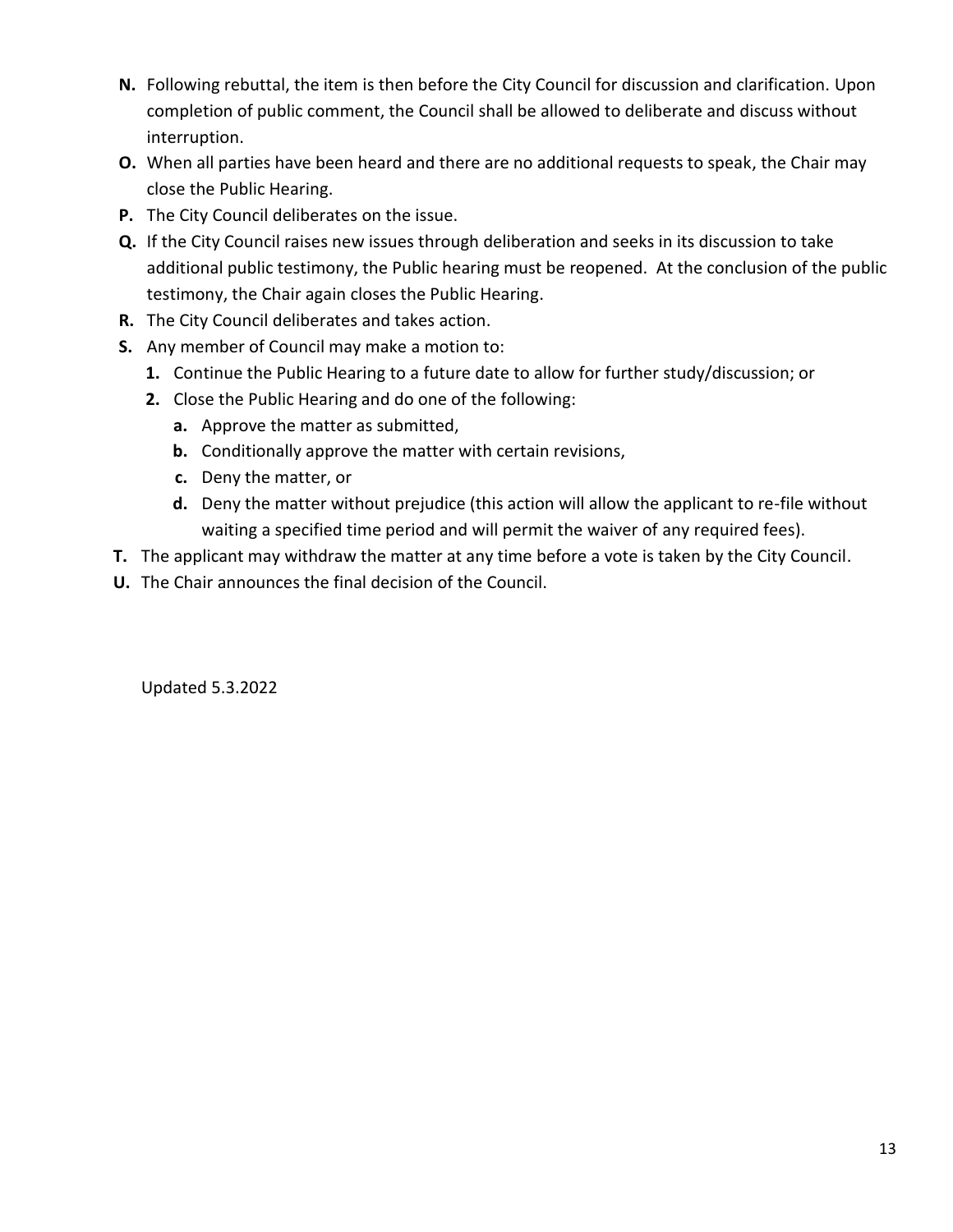**N.** Following rebuttal, the item is then before the City Council for discussion and clarification. Upon completion of public comment, the Council shall be allowed to deliberate and discuss without interruption.

**O.** When all parties have been heard and there are no additional requests to speak, the Chair may close the Public Hearing.

**P.** The City Council deliberates on the issue.

**Q.** If the City Council raises new issues through deliberation and seeks in its discussion to take additional public testimony, the Public hearing must be reopened. At the conclusion of the public testimony, the Chair again closes the Public Hearing.

**R.** The City Council deliberates and takes action.

**S.** Any member of Council may make a motion to:

- **1.** Continue the Public Hearing to a future date to allow for further study/discussion; or
- **2.** Close the Public Hearing and do one of the following:
  - **a.** Approve the matter as submitted,
  - **b.** Conditionally approve the matter with certain revisions,
  - **c.** Deny the matter, or
  - **d.** Deny the matter without prejudice (this action will allow the applicant to re-file without waiting a specified time period and will permit the waiver of any required fees).

**T.** The applicant may withdraw the matter at any time before a vote is taken by the City Council.

**U.** The Chair announces the final decision of the Council.

Updated 5.3.2022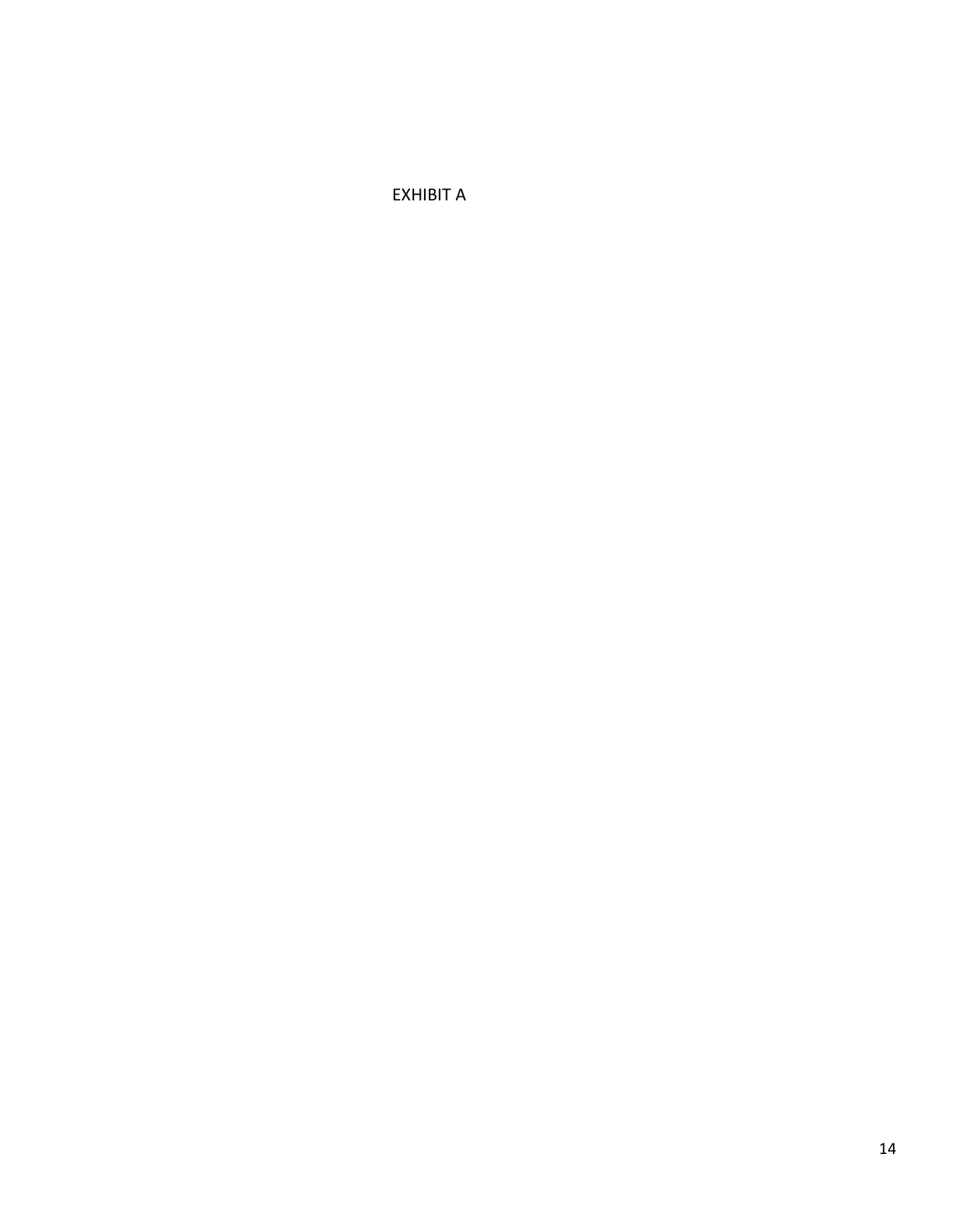EXHIBIT A